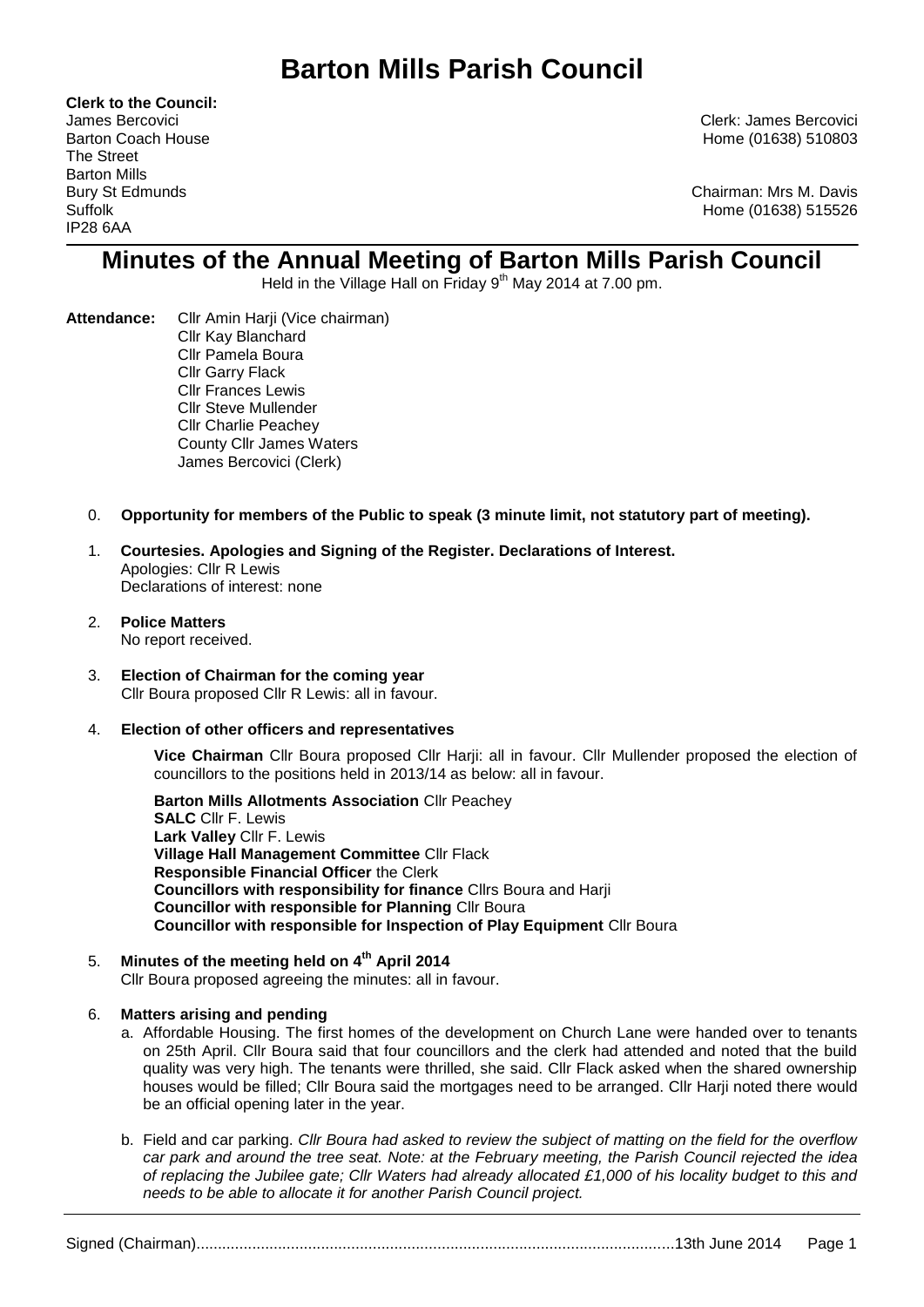# Barton Mills Parish Council

**Clerk to the Council:**
James Bercovici
Barton Coach House
The Street
Barton Mills
Bury St Edmunds
Suffolk
IP28 6AA

Clerk: James Bercovici
Home (01638) 510803

Chairman: Mrs M. Davis
Home (01638) 515526

## Minutes of the Annual Meeting of Barton Mills Parish Council

Held in the Village Hall on Friday 9th May 2014 at 7.00 pm.

**Attendance:** Cllr Amin Harji (Vice chairman)
Cllr Kay Blanchard
Cllr Pamela Boura
Cllr Garry Flack
Cllr Frances Lewis
Cllr Steve Mullender
Cllr Charlie Peachey
County Cllr James Waters
James Bercovici (Clerk)

0. **Opportunity for members of the Public to speak (3 minute limit, not statutory part of meeting).**

1. **Courtesies. Apologies and Signing of the Register. Declarations of Interest.**
   Apologies: Cllr R Lewis
   Declarations of interest: none

2. **Police Matters**
   No report received.

3. **Election of Chairman for the coming year**
   Cllr Boura proposed Cllr R Lewis: all in favour.

4. **Election of other officers and representatives**

   **Vice Chairman** Cllr Boura proposed Cllr Harji: all in favour. Cllr Mullender proposed the election of councillors to the positions held in 2013/14 as below: all in favour.

   **Barton Mills Allotments Association** Cllr Peachey
   **SALC** Cllr F. Lewis
   **Lark Valley** Cllr F. Lewis
   **Village Hall Management Committee** Cllr Flack
   **Responsible Financial Officer** the Clerk
   **Councillors with responsibility for finance** Cllrs Boura and Harji
   **Councillor with responsible for Planning** Cllr Boura
   **Councillor with responsible for Inspection of Play Equipment** Cllr Boura

5. **Minutes of the meeting held on 4th April 2014**
   Cllr Boura proposed agreeing the minutes: all in favour.

6. **Matters arising and pending**
   a. Affordable Housing. The first homes of the development on Church Lane were handed over to tenants on 25th April. Cllr Boura said that four councillors and the clerk had attended and noted that the build quality was very high. The tenants were thrilled, she said. Cllr Flack asked when the shared ownership houses would be filled; Cllr Boura said the mortgages need to be arranged. Cllr Harji noted there would be an official opening later in the year.

   b. Field and car parking. *Cllr Boura had asked to review the subject of matting on the field for the overflow car park and around the tree seat. Note: at the February meeting, the Parish Council rejected the idea of replacing the Jubilee gate; Cllr Waters had already allocated £1,000 of his locality budget to this and needs to be able to allocate it for another Parish Council project.*

Signed (Chairman)..........................................................................................................13th June 2014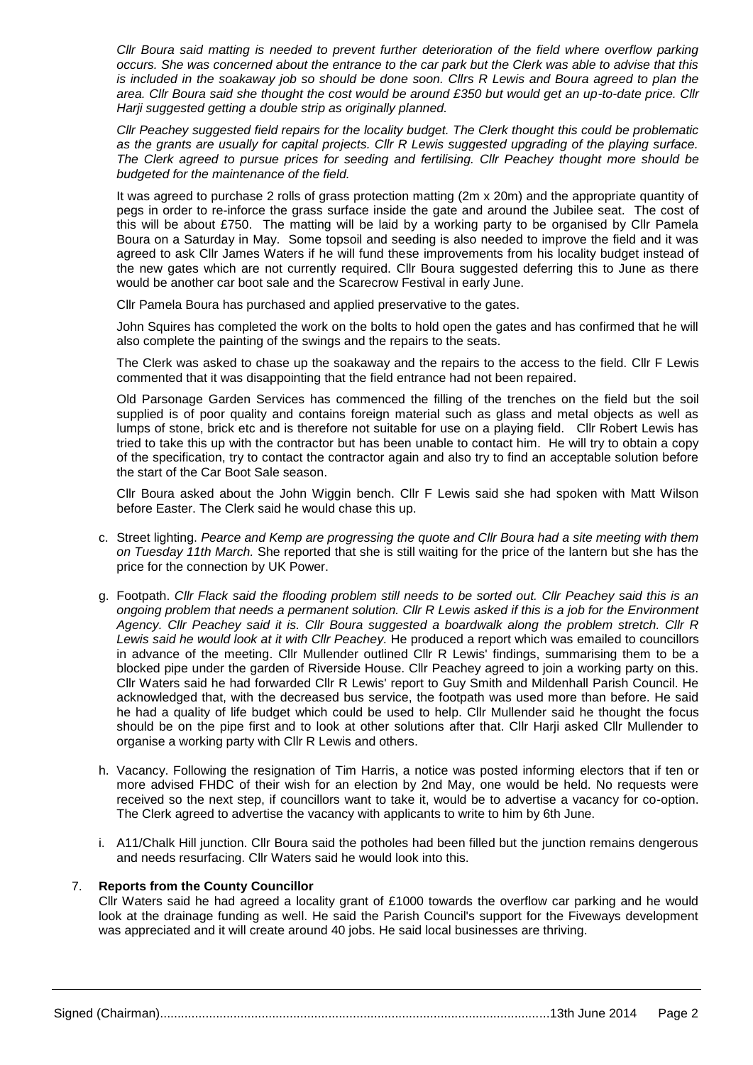*Cllr Boura said matting is needed to prevent further deterioration of the field where overflow parking occurs. She was concerned about the entrance to the car park but the Clerk was able to advise that this is included in the soakaway job so should be done soon. Cllrs R Lewis and Boura agreed to plan the area. Cllr Boura said she thought the cost would be around £350 but would get an up-to-date price. Cllr Harji suggested getting a double strip as originally planned.*

*Cllr Peachey suggested field repairs for the locality budget. The Clerk thought this could be problematic as the grants are usually for capital projects. Cllr R Lewis suggested upgrading of the playing surface. The Clerk agreed to pursue prices for seeding and fertilising. Cllr Peachey thought more should be budgeted for the maintenance of the field.*

It was agreed to purchase 2 rolls of grass protection matting (2m x 20m) and the appropriate quantity of pegs in order to re-inforce the grass surface inside the gate and around the Jubilee seat. The cost of this will be about £750. The matting will be laid by a working party to be organised by Cllr Pamela Boura on a Saturday in May. Some topsoil and seeding is also needed to improve the field and it was agreed to ask Cllr James Waters if he will fund these improvements from his locality budget instead of the new gates which are not currently required. Cllr Boura suggested deferring this to June as there would be another car boot sale and the Scarecrow Festival in early June.

Cllr Pamela Boura has purchased and applied preservative to the gates.

John Squires has completed the work on the bolts to hold open the gates and has confirmed that he will also complete the painting of the swings and the repairs to the seats.

The Clerk was asked to chase up the soakaway and the repairs to the access to the field. Cllr F Lewis commented that it was disappointing that the field entrance had not been repaired.

Old Parsonage Garden Services has commenced the filling of the trenches on the field but the soil supplied is of poor quality and contains foreign material such as glass and metal objects as well as lumps of stone, brick etc and is therefore not suitable for use on a playing field. Cllr Robert Lewis has tried to take this up with the contractor but has been unable to contact him. He will try to obtain a copy of the specification, try to contact the contractor again and also try to find an acceptable solution before the start of the Car Boot Sale season.

Cllr Boura asked about the John Wiggin bench. Cllr F Lewis said she had spoken with Matt Wilson before Easter. The Clerk said he would chase this up.

c. Street lighting. *Pearce and Kemp are progressing the quote and Cllr Boura had a site meeting with them on Tuesday 11th March.* She reported that she is still waiting for the price of the lantern but she has the price for the connection by UK Power.

g. Footpath. *Cllr Flack said the flooding problem still needs to be sorted out. Cllr Peachey said this is an ongoing problem that needs a permanent solution. Cllr R Lewis asked if this is a job for the Environment Agency. Cllr Peachey said it is. Cllr Boura suggested a boardwalk along the problem stretch. Cllr R Lewis said he would look at it with Cllr Peachey.* He produced a report which was emailed to councillors in advance of the meeting. Cllr Mullender outlined Cllr R Lewis' findings, summarising them to be a blocked pipe under the garden of Riverside House. Cllr Peachey agreed to join a working party on this. Cllr Waters said he had forwarded Cllr R Lewis' report to Guy Smith and Mildenhall Parish Council. He acknowledged that, with the decreased bus service, the footpath was used more than before. He said he had a quality of life budget which could be used to help. Cllr Mullender said he thought the focus should be on the pipe first and to look at other solutions after that. Cllr Harji asked Cllr Mullender to organise a working party with Cllr R Lewis and others.

h. Vacancy. Following the resignation of Tim Harris, a notice was posted informing electors that if ten or more advised FHDC of their wish for an election by 2nd May, one would be held. No requests were received so the next step, if councillors want to take it, would be to advertise a vacancy for co-option. The Clerk agreed to advertise the vacancy with applicants to write to him by 6th June.

i. A11/Chalk Hill junction. Cllr Boura said the potholes had been filled but the junction remains dengerous and needs resurfacing. Cllr Waters said he would look into this.

7. **Reports from the County Councillor**
Cllr Waters said he had agreed a locality grant of £1000 towards the overflow car parking and he would look at the drainage funding as well. He said the Parish Council's support for the Fiveways development was appreciated and it will create around 40 jobs. He said local businesses are thriving.

Signed (Chairman)...............................................................................................................13th June 2014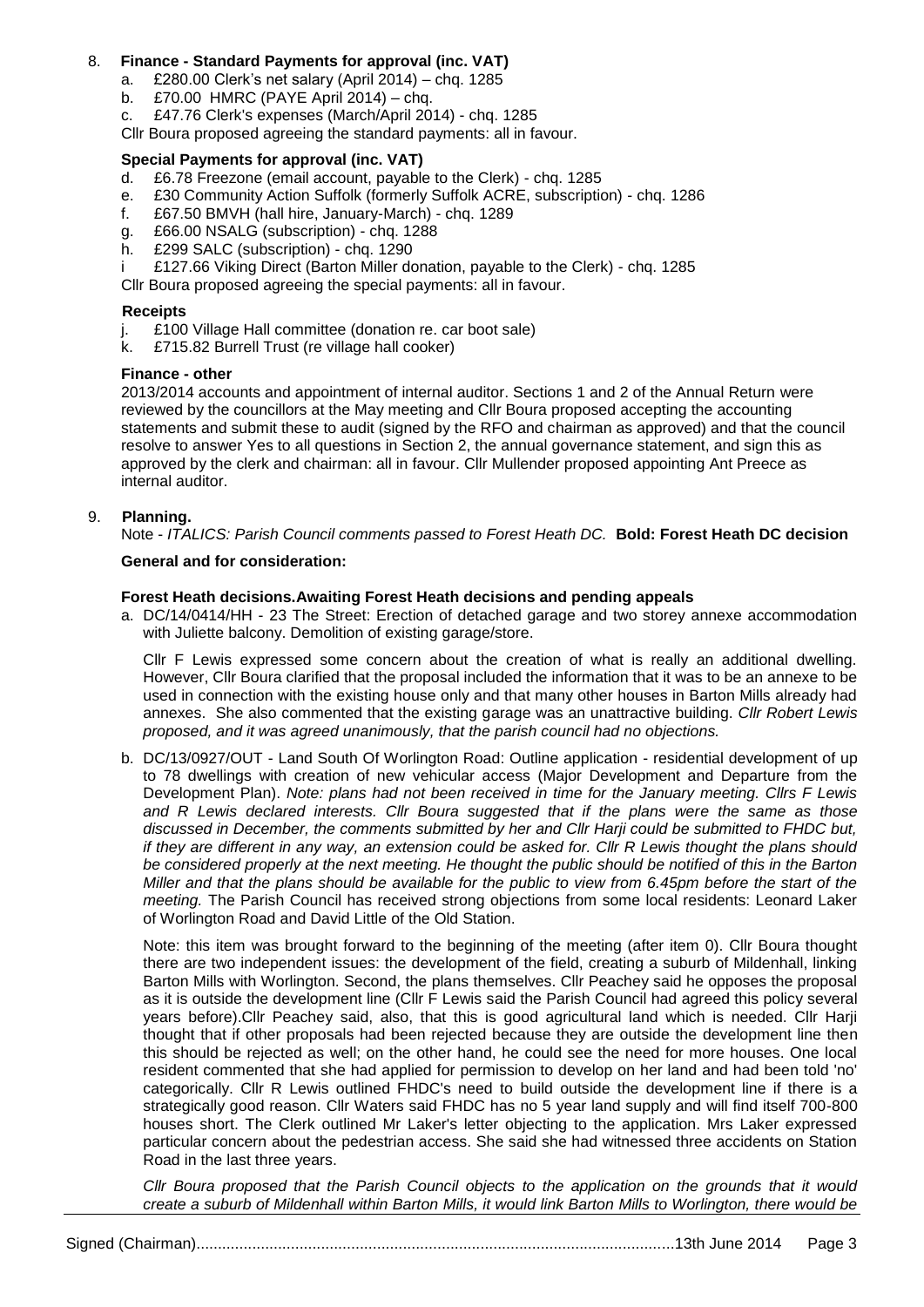8. **Finance - Standard Payments for approval (inc. VAT)**
   a. £280.00 Clerk's net salary (April 2014) – chq. 1285
   b. £70.00 HMRC (PAYE April 2014) – chq.
   c. £47.76 Clerk's expenses (March/April 2014) - chq. 1285

   Cllr Boura proposed agreeing the standard payments: all in favour.

   **Special Payments for approval (inc. VAT)**
   d. £6.78 Freezone (email account, payable to the Clerk) - chq. 1285
   e. £30 Community Action Suffolk (formerly Suffolk ACRE, subscription) - chq. 1286
   f. £67.50 BMVH (hall hire, January-March) - chq. 1289
   g. £66.00 NSALG (subscription) - chq. 1288
   h. £299 SALC (subscription) - chq. 1290
   i £127.66 Viking Direct (Barton Miller donation, payable to the Clerk) - chq. 1285

   Cllr Boura proposed agreeing the special payments: all in favour.

   **Receipts**
   j. £100 Village Hall committee (donation re. car boot sale)
   k. £715.82 Burrell Trust (re village hall cooker)

   **Finance - other**

   2013/2014 accounts and appointment of internal auditor. Sections 1 and 2 of the Annual Return were reviewed by the councillors at the May meeting and Cllr Boura proposed accepting the accounting statements and submit these to audit (signed by the RFO and chairman as approved) and that the council resolve to answer Yes to all questions in Section 2, the annual governance statement, and sign this as approved by the clerk and chairman: all in favour. Cllr Mullender proposed appointing Ant Preece as internal auditor.

9. **Planning.**

   Note - *ITALICS: Parish Council comments passed to Forest Heath DC.* **Bold: Forest Heath DC decision**

   **General and for consideration:**

   **Forest Heath decisions.Awaiting Forest Heath decisions and pending appeals**

   a. DC/14/0414/HH - 23 The Street: Erection of detached garage and two storey annexe accommodation with Juliette balcony. Demolition of existing garage/store.

   Cllr F Lewis expressed some concern about the creation of what is really an additional dwelling. However, Cllr Boura clarified that the proposal included the information that it was to be an annexe to be used in connection with the existing house only and that many other houses in Barton Mills already had annexes. She also commented that the existing garage was an unattractive building. *Cllr Robert Lewis proposed, and it was agreed unanimously, that the parish council had no objections.*

   b. DC/13/0927/OUT - Land South Of Worlington Road: Outline application - residential development of up to 78 dwellings with creation of new vehicular access (Major Development and Departure from the Development Plan). *Note: plans had not been received in time for the January meeting. Cllrs F Lewis and R Lewis declared interests. Cllr Boura suggested that if the plans were the same as those discussed in December, the comments submitted by her and Cllr Harji could be submitted to FHDC but, if they are different in any way, an extension could be asked for. Cllr R Lewis thought the plans should be considered properly at the next meeting. He thought the public should be notified of this in the Barton Miller and that the plans should be available for the public to view from 6.45pm before the start of the meeting.* The Parish Council has received strong objections from some local residents: Leonard Laker of Worlington Road and David Little of the Old Station.

   Note: this item was brought forward to the beginning of the meeting (after item 0). Cllr Boura thought there are two independent issues: the development of the field, creating a suburb of Mildenhall, linking Barton Mills with Worlington. Second, the plans themselves. Cllr Peachey said he opposes the proposal as it is outside the development line (Cllr F Lewis said the Parish Council had agreed this policy several years before).Cllr Peachey said, also, that this is good agricultural land which is needed. Cllr Harji thought that if other proposals had been rejected because they are outside the development line then this should be rejected as well; on the other hand, he could see the need for more houses. One local resident commented that she had applied for permission to develop on her land and had been told 'no' categorically. Cllr R Lewis outlined FHDC's need to build outside the development line if there is a strategically good reason. Cllr Waters said FHDC has no 5 year land supply and will find itself 700-800 houses short. The Clerk outlined Mr Laker's letter objecting to the application. Mrs Laker expressed particular concern about the pedestrian access. She said she had witnessed three accidents on Station Road in the last three years.

   *Cllr Boura proposed that the Parish Council objects to the application on the grounds that it would create a suburb of Mildenhall within Barton Mills, it would link Barton Mills to Worlington, there would be*

Signed (Chairman)..............................................................................................................13th June 2014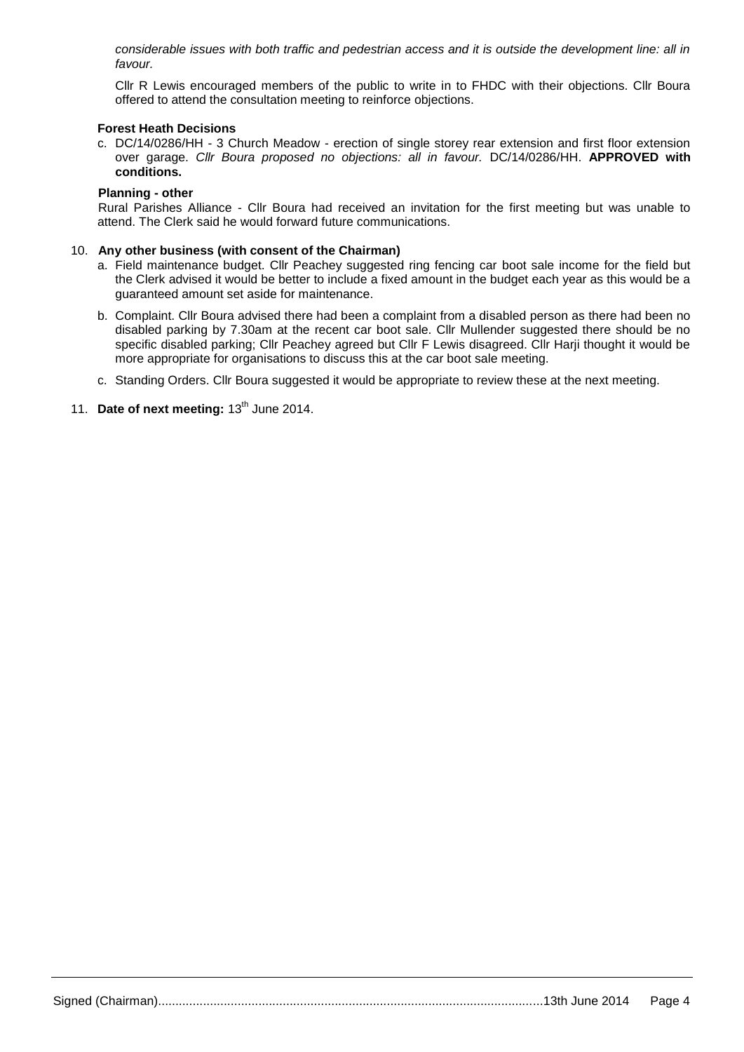*considerable issues with both traffic and pedestrian access and it is outside the development line: all in favour.*

Cllr R Lewis encouraged members of the public to write in to FHDC with their objections. Cllr Boura offered to attend the consultation meeting to reinforce objections.

**Forest Heath Decisions**

c. DC/14/0286/HH - 3 Church Meadow - erection of single storey rear extension and first floor extension over garage. *Cllr Boura proposed no objections: all in favour.* DC/14/0286/HH. **APPROVED with conditions.**

**Planning - other**

Rural Parishes Alliance - Cllr Boura had received an invitation for the first meeting but was unable to attend. The Clerk said he would forward future communications.

10. **Any other business (with consent of the Chairman)**
    a. Field maintenance budget. Cllr Peachey suggested ring fencing car boot sale income for the field but the Clerk advised it would be better to include a fixed amount in the budget each year as this would be a guaranteed amount set aside for maintenance.
    b. Complaint. Cllr Boura advised there had been a complaint from a disabled person as there had been no disabled parking by 7.30am at the recent car boot sale. Cllr Mullender suggested there should be no specific disabled parking; Cllr Peachey agreed but Cllr F Lewis disagreed. Cllr Harji thought it would be more appropriate for organisations to discuss this at the car boot sale meeting.
    c. Standing Orders. Cllr Boura suggested it would be appropriate to review these at the next meeting.

11. **Date of next meeting:** 13th June 2014.

Signed (Chairman)..............................................................................................................13th June 2014